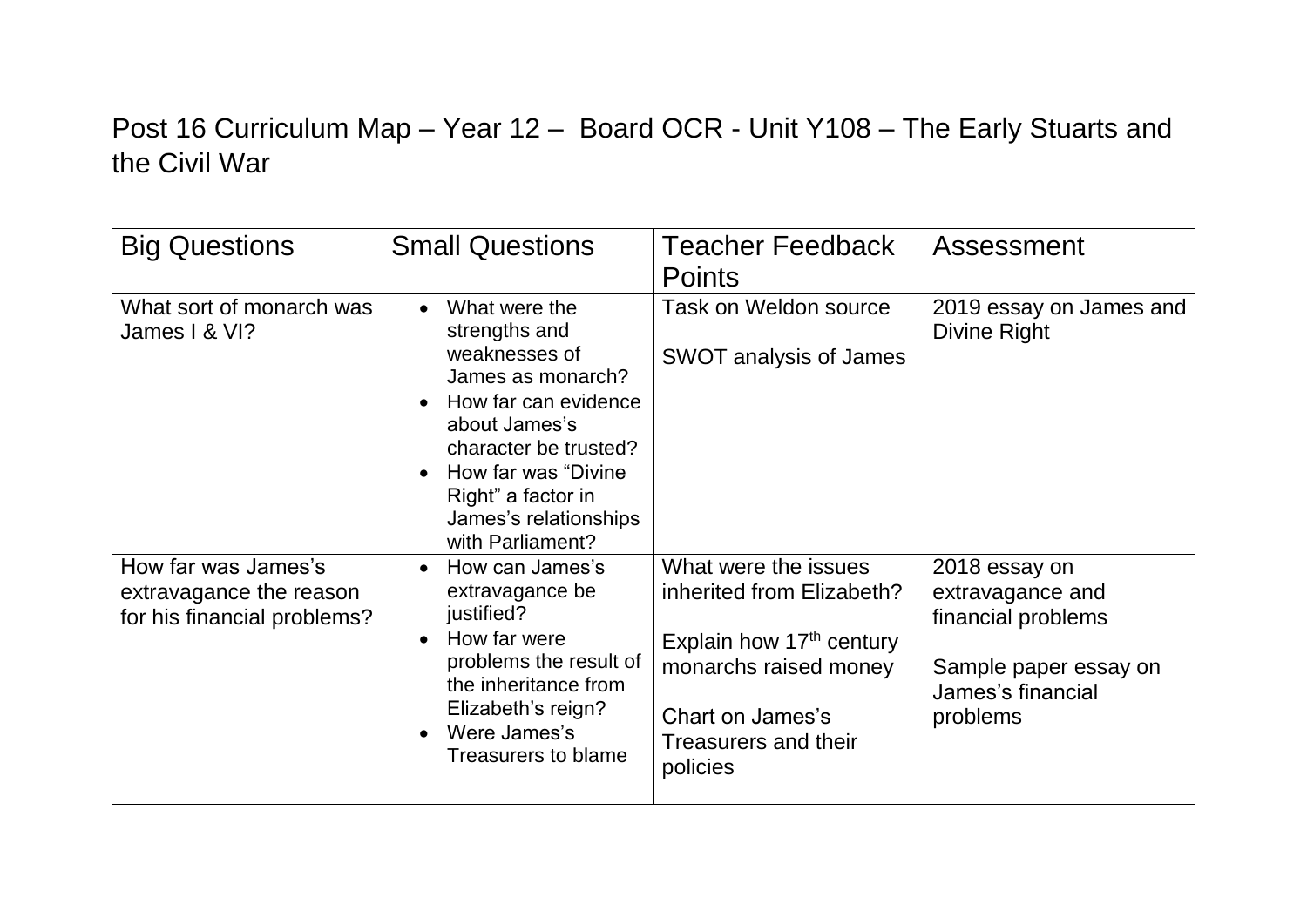# Post 16 Curriculum Map – Year 12 – Board OCR - Unit Y108 – The Early Stuarts and the Civil War

| Big Questions | Small Questions | Teacher Feedback Points | Assessment |
|---|---|---|---|
| What sort of monarch was James I & VI? | • What were the strengths and weaknesses of James as monarch?<br>• How far can evidence about James's character be trusted?<br>• How far was "Divine Right" a factor in James's relationships with Parliament? | Task on Weldon source<br><br>SWOT analysis of James | 2019 essay on James and Divine Right |
| How far was James's extravagance the reason for his financial problems? | • How can James's extravagance be justified?<br>• How far were problems the result of the inheritance from Elizabeth's reign?<br>• Were James's Treasurers to blame | What were the issues inherited from Elizabeth?<br><br>Explain how 17th century monarchs raised money<br><br>Chart on James's Treasurers and their policies | 2018 essay on extravagance and financial problems<br><br>Sample paper essay on James's financial problems |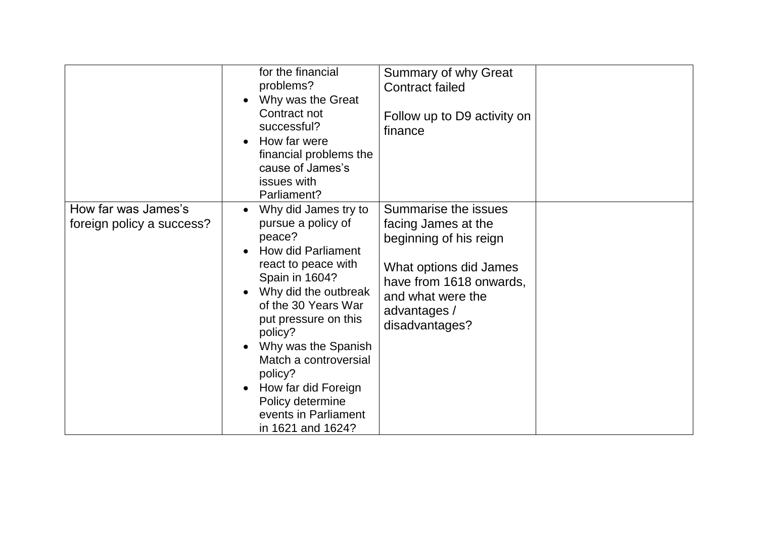| | | | |
|---|---|---|---|
| | for the financial problems?<br>• Why was the Great Contract not successful?<br>• How far were financial problems the cause of James's issues with Parliament? | Summary of why Great Contract failed<br><br>Follow up to D9 activity on finance | |
| How far was James's foreign policy a success? | • Why did James try to pursue a policy of peace?<br>• How did Parliament react to peace with Spain in 1604?<br>• Why did the outbreak of the 30 Years War put pressure on this policy?<br>• Why was the Spanish Match a controversial policy?<br>• How far did Foreign Policy determine events in Parliament in 1621 and 1624? | Summarise the issues facing James at the beginning of his reign<br><br>What options did James have from 1618 onwards, and what were the advantages / disadvantages? | |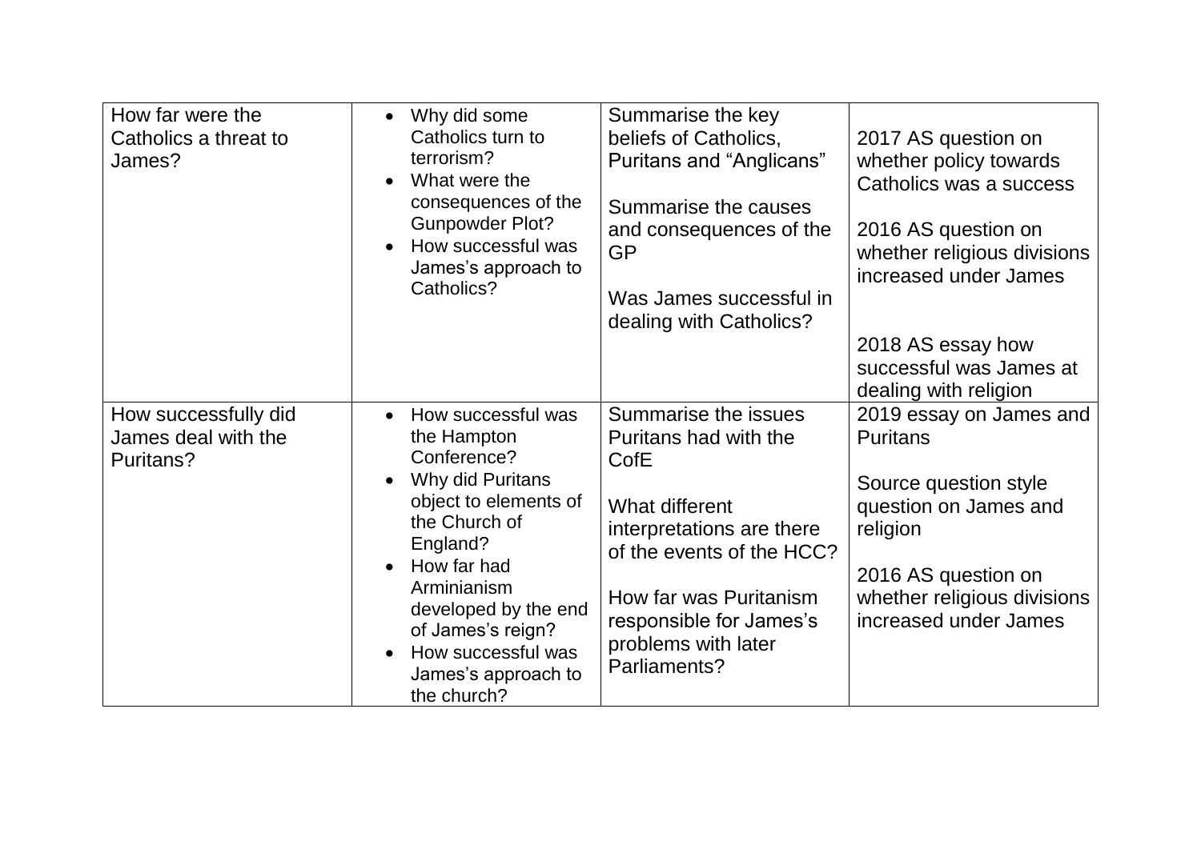| | | | |
|---|---|---|---|
| How far were the Catholics a threat to James? | • Why did some Catholics turn to terrorism?<br>• What were the consequences of the Gunpowder Plot?<br>• How successful was James's approach to Catholics? | Summarise the key beliefs of Catholics, Puritans and "Anglicans"<br><br>Summarise the causes and consequences of the GP<br><br>Was James successful in dealing with Catholics? | 2017 AS question on whether policy towards Catholics was a success<br><br>2016 AS question on whether religious divisions increased under James<br><br>2018 AS essay how successful was James at dealing with religion |
| How successfully did James deal with the Puritans? | • How successful was the Hampton Conference?<br>• Why did Puritans object to elements of the Church of England?<br>• How far had Arminianism developed by the end of James's reign?<br>• How successful was James's approach to the church? | Summarise the issues Puritans had with the CofE<br><br>What different interpretations are there of the events of the HCC?<br><br>How far was Puritanism responsible for James's problems with later Parliaments? | 2019 essay on James and Puritans<br><br>Source question style question on James and religion<br><br>2016 AS question on whether religious divisions increased under James |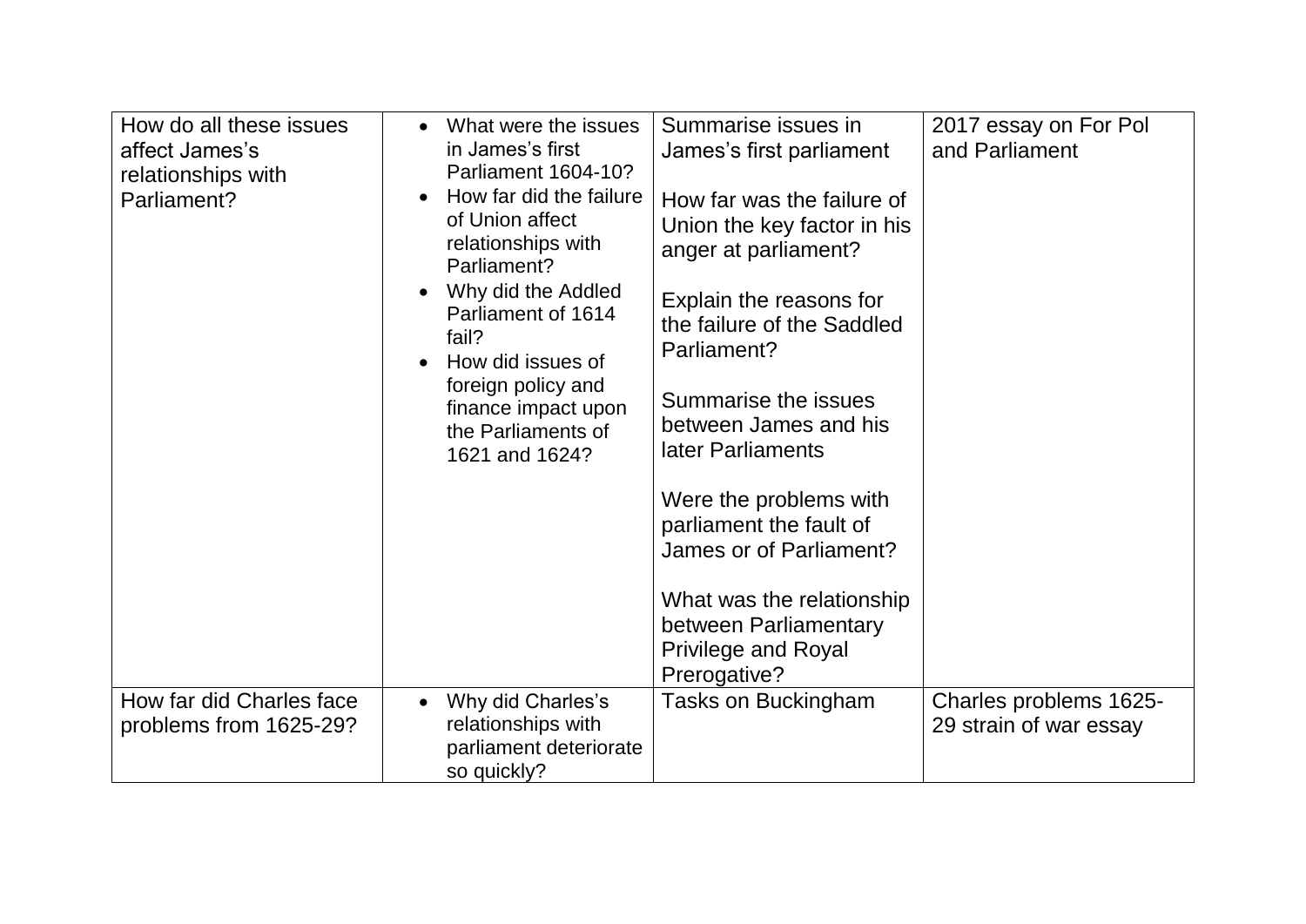| How do all these issues affect James's relationships with Parliament? | <ul><li>What were the issues in James's first Parliament 1604-10?</li><li>How far did the failure of Union affect relationships with Parliament?</li><li>Why did the Addled Parliament of 1614 fail?</li><li>How did issues of foreign policy and finance impact upon the Parliaments of 1621 and 1624?</li></ul> | Summarise issues in James's first parliament<br><br>How far was the failure of Union the key factor in his anger at parliament?<br><br>Explain the reasons for the failure of the Saddled Parliament?<br><br>Summarise the issues between James and his later Parliaments<br><br>Were the problems with parliament the fault of James or of Parliament?<br><br>What was the relationship between Parliamentary Privilege and Royal Prerogative? | 2017 essay on For Pol and Parliament |
|---|---|---|---|
| How far did Charles face problems from 1625-29? | <ul><li>Why did Charles's relationships with parliament deteriorate so quickly?</li></ul> | Tasks on Buckingham | Charles problems 1625-29 strain of war essay |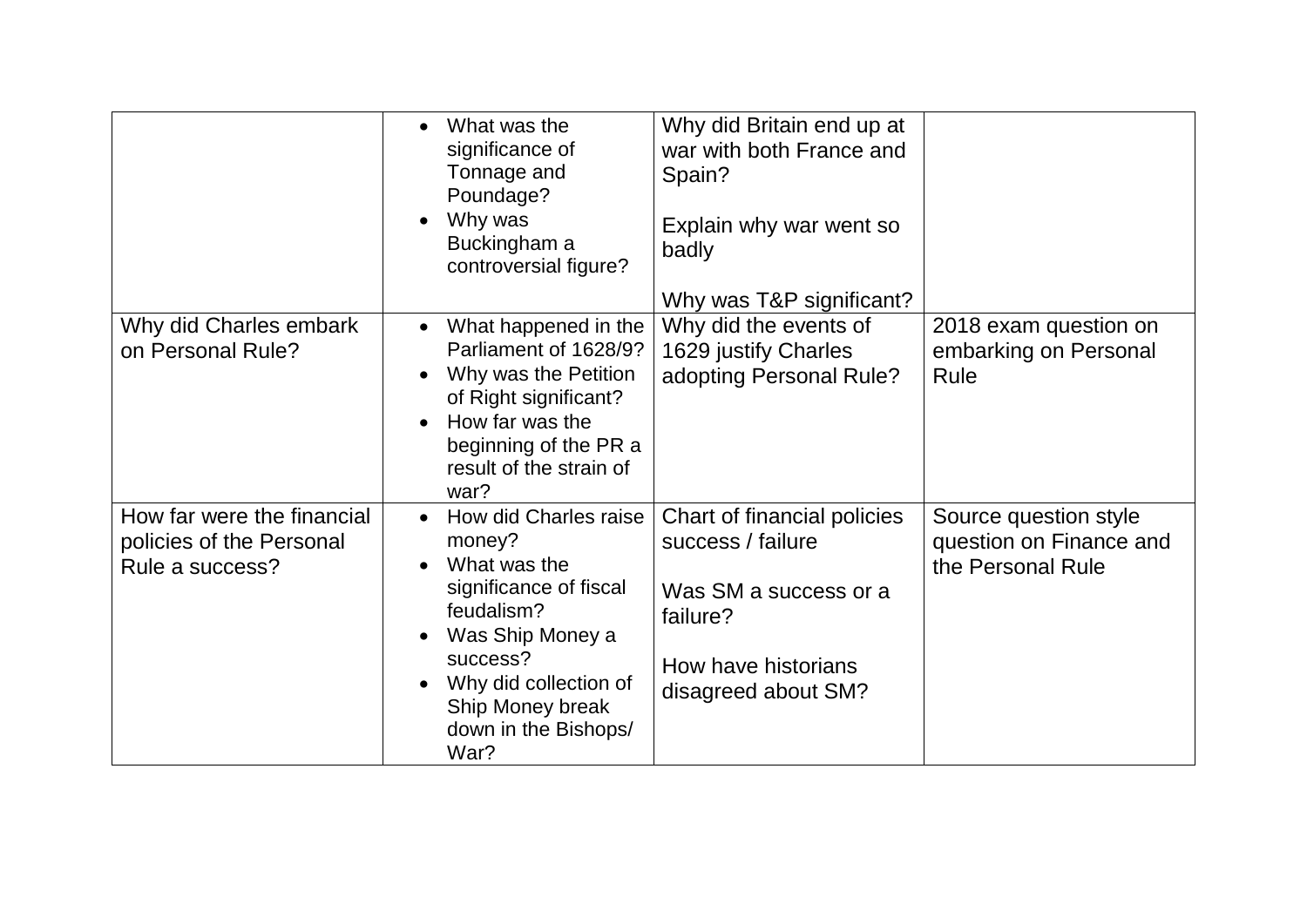| | | | |
|---|---|---|---|
| | • What was the significance of Tonnage and Poundage?<br>• Why was Buckingham a controversial figure? | Why did Britain end up at war with both France and Spain?<br><br>Explain why war went so badly<br><br>Why was T&P significant? | |
| Why did Charles embark on Personal Rule? | • What happened in the Parliament of 1628/9?<br>• Why was the Petition of Right significant?<br>• How far was the beginning of the PR a result of the strain of war? | Why did the events of 1629 justify Charles adopting Personal Rule? | 2018 exam question on embarking on Personal Rule |
| How far were the financial policies of the Personal Rule a success? | • How did Charles raise money?<br>• What was the significance of fiscal feudalism?<br>• Was Ship Money a success?<br>• Why did collection of Ship Money break down in the Bishops/ War? | Chart of financial policies success / failure<br><br>Was SM a success or a failure?<br><br>How have historians disagreed about SM? | Source question style question on Finance and the Personal Rule |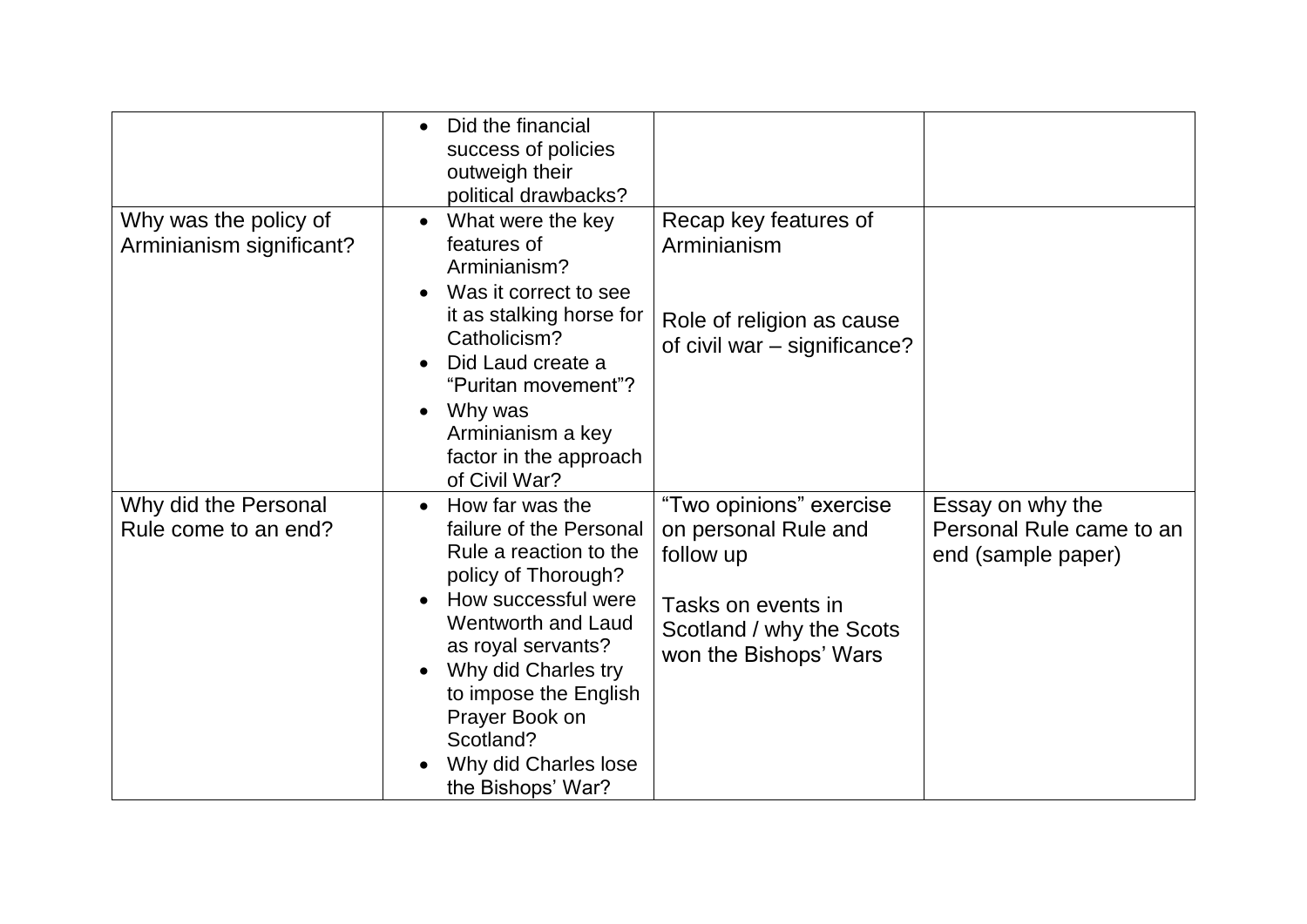| | | | |
|---|---|---|---|
| | • Did the financial success of policies outweigh their political drawbacks? | | |
| Why was the policy of Arminianism significant? | • What were the key features of Arminianism?<br>• Was it correct to see it as stalking horse for Catholicism?<br>• Did Laud create a "Puritan movement"?<br>• Why was Arminianism a key factor in the approach of Civil War? | Recap key features of Arminianism<br><br>Role of religion as cause of civil war – significance? | |
| Why did the Personal Rule come to an end? | • How far was the failure of the Personal Rule a reaction to the policy of Thorough?<br>• How successful were Wentworth and Laud as royal servants?<br>• Why did Charles try to impose the English Prayer Book on Scotland?<br>• Why did Charles lose the Bishops' War? | "Two opinions" exercise on personal Rule and follow up<br><br>Tasks on events in Scotland / why the Scots won the Bishops' Wars | Essay on why the Personal Rule came to an end (sample paper) |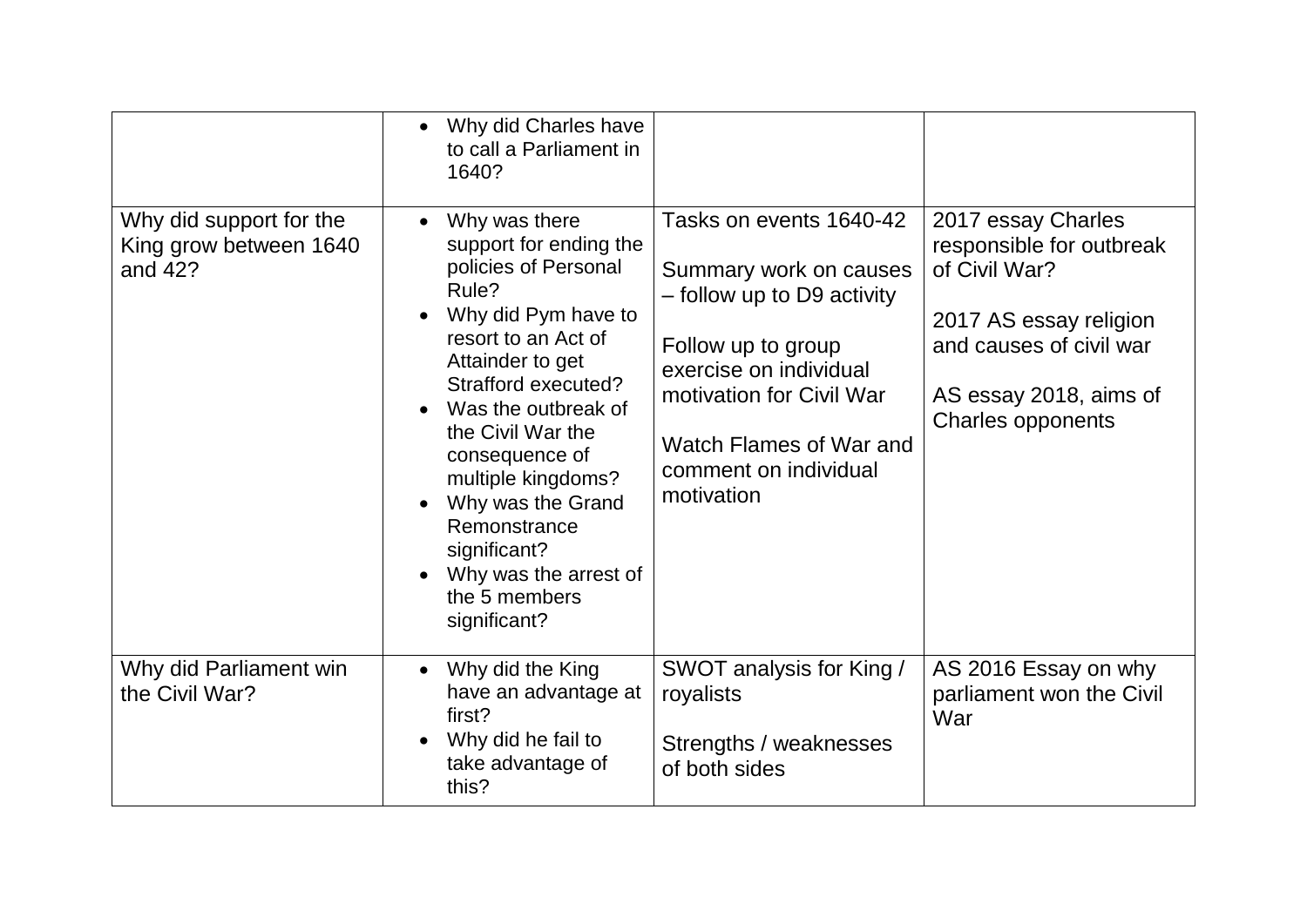| | | | |
|---|---|---|---|
| | • Why did Charles have to call a Parliament in 1640? | | |
| Why did support for the King grow between 1640 and 42? | • Why was there support for ending the policies of Personal Rule?<br>• Why did Pym have to resort to an Act of Attainder to get Strafford executed?<br>• Was the outbreak of the Civil War the consequence of multiple kingdoms?<br>• Why was the Grand Remonstrance significant?<br>• Why was the arrest of the 5 members significant? | Tasks on events 1640-42<br><br>Summary work on causes – follow up to D9 activity<br><br>Follow up to group exercise on individual motivation for Civil War<br><br>Watch Flames of War and comment on individual motivation | 2017 essay Charles responsible for outbreak of Civil War?<br><br>2017 AS essay religion and causes of civil war<br><br>AS essay 2018, aims of Charles opponents |
| Why did Parliament win the Civil War? | • Why did the King have an advantage at first?<br>• Why did he fail to take advantage of this? | SWOT analysis for King / royalists<br><br>Strengths / weaknesses of both sides | AS 2016 Essay on why parliament won the Civil War |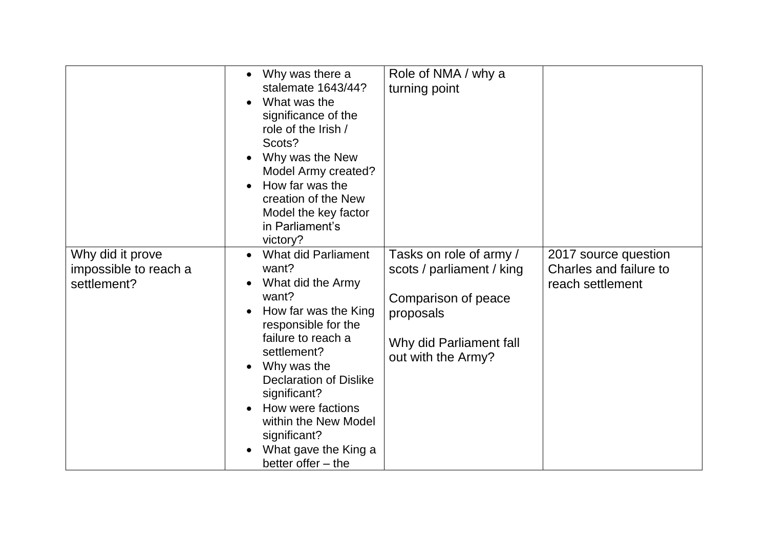|  |  |  |  |
|---|---|---|---|
|  | • Why was there a stalemate 1643/44?<br>• What was the significance of the role of the Irish / Scots?<br>• Why was the New Model Army created?<br>• How far was the creation of the New Model the key factor in Parliament's victory? | Role of NMA / why a turning point |  |
| Why did it prove impossible to reach a settlement? | • What did Parliament want?<br>• What did the Army want?<br>• How far was the King responsible for the failure to reach a settlement?<br>• Why was the Declaration of Dislike significant?<br>• How were factions within the New Model significant?<br>• What gave the King a better offer – the | Tasks on role of army / scots / parliament / king<br><br>Comparison of peace proposals<br><br>Why did Parliament fall out with the Army? | 2017 source question Charles and failure to reach settlement |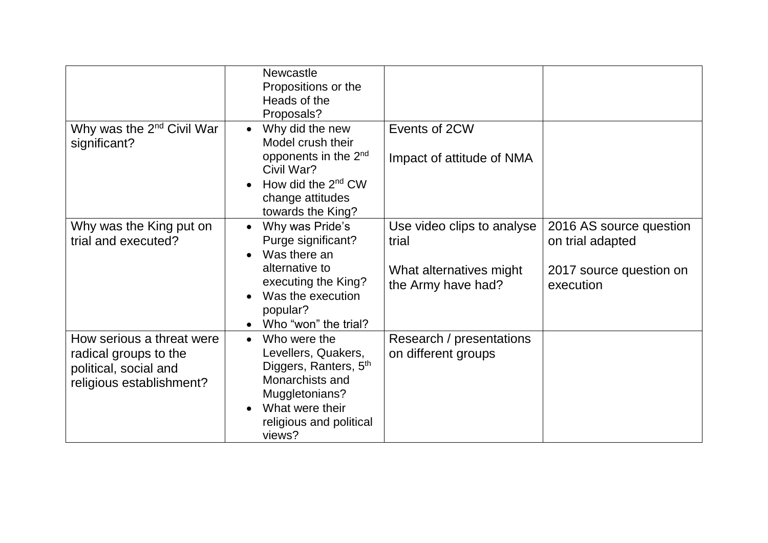| | | | |
|---|---|---|---|
| | Newcastle Propositions or the Heads of the Proposals? | | |
| Why was the 2nd Civil War significant? | • Why did the new Model crush their opponents in the 2nd Civil War?<br>• How did the 2nd CW change attitudes towards the King? | Events of 2CW<br><br>Impact of attitude of NMA | |
| Why was the King put on trial and executed? | • Why was Pride's Purge significant?<br>• Was there an alternative to executing the King?<br>• Was the execution popular?<br>• Who "won" the trial? | Use video clips to analyse trial<br><br>What alternatives might the Army have had? | 2016 AS source question on trial adapted<br><br>2017 source question on execution |
| How serious a threat were radical groups to the political, social and religious establishment? | • Who were the Levellers, Quakers, Diggers, Ranters, 5th Monarchists and Muggletonians?<br>• What were their religious and political views? | Research / presentations on different groups | |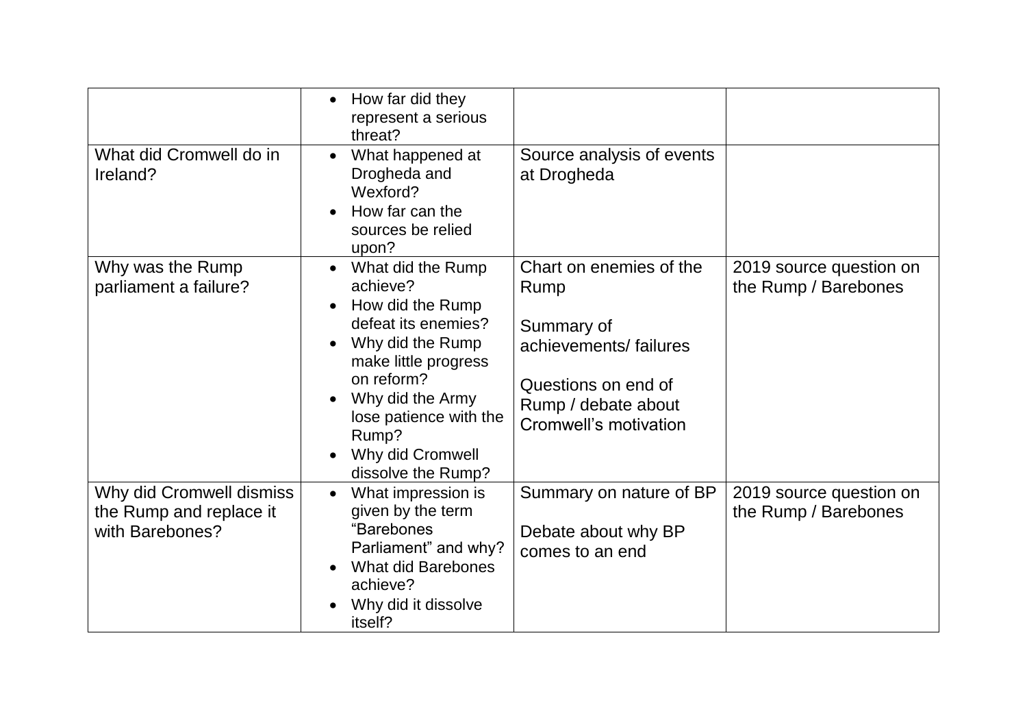| | | | |
|---|---|---|---|
| | • How far did they represent a serious threat? | | |
| What did Cromwell do in Ireland? | • What happened at Drogheda and Wexford?<br>• How far can the sources be relied upon? | Source analysis of events at Drogheda | |
| Why was the Rump parliament a failure? | • What did the Rump achieve?<br>• How did the Rump defeat its enemies?<br>• Why did the Rump make little progress on reform?<br>• Why did the Army lose patience with the Rump?<br>• Why did Cromwell dissolve the Rump? | Chart on enemies of the Rump<br><br>Summary of achievements/ failures<br><br>Questions on end of Rump / debate about Cromwell's motivation | 2019 source question on the Rump / Barebones |
| Why did Cromwell dismiss the Rump and replace it with Barebones? | • What impression is given by the term "Barebones Parliament" and why?<br>• What did Barebones achieve?<br>• Why did it dissolve itself? | Summary on nature of BP<br><br>Debate about why BP comes to an end | 2019 source question on the Rump / Barebones |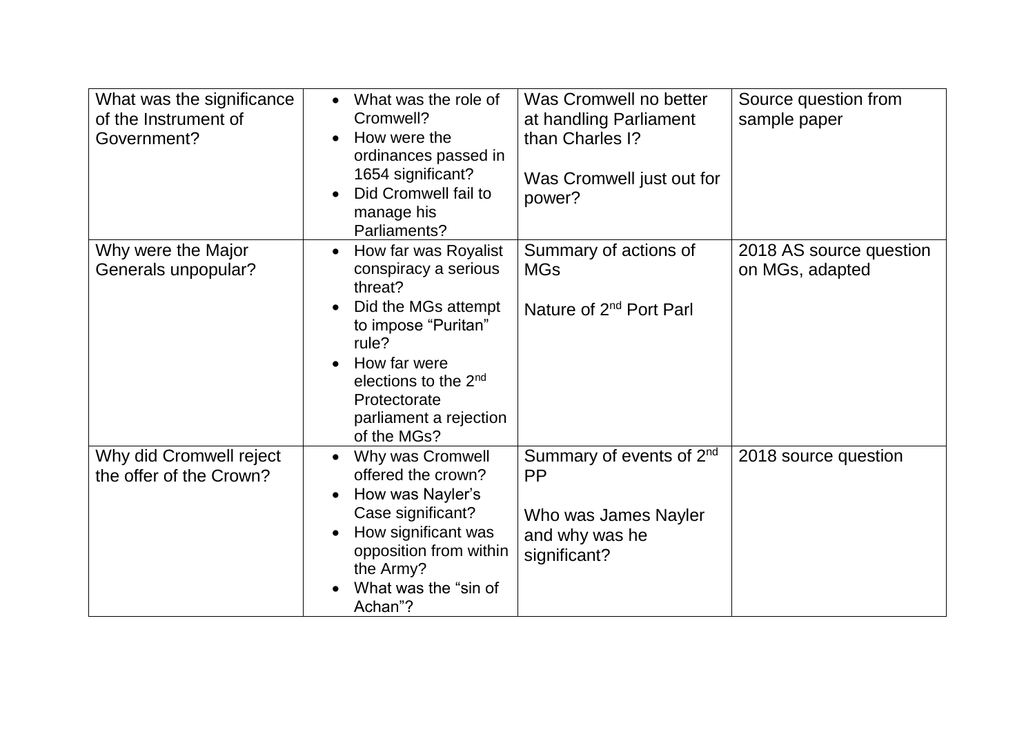| What was the significance of the Instrument of Government? | • What was the role of Cromwell?<br>• How were the ordinances passed in 1654 significant?<br>• Did Cromwell fail to manage his Parliaments? | Was Cromwell no better at handling Parliament than Charles I?<br><br>Was Cromwell just out for power? | Source question from sample paper |
|---|---|---|---|
| Why were the Major Generals unpopular? | • How far was Royalist conspiracy a serious threat?<br>• Did the MGs attempt to impose "Puritan" rule?<br>• How far were elections to the 2nd Protectorate parliament a rejection of the MGs? | Summary of actions of MGs<br><br>Nature of 2nd Port Parl | 2018 AS source question on MGs, adapted |
| Why did Cromwell reject the offer of the Crown? | • Why was Cromwell offered the crown?<br>• How was Nayler's Case significant?<br>• How significant was opposition from within the Army?<br>• What was the "sin of Achan"? | Summary of events of 2nd PP<br><br>Who was James Nayler and why was he significant? | 2018 source question |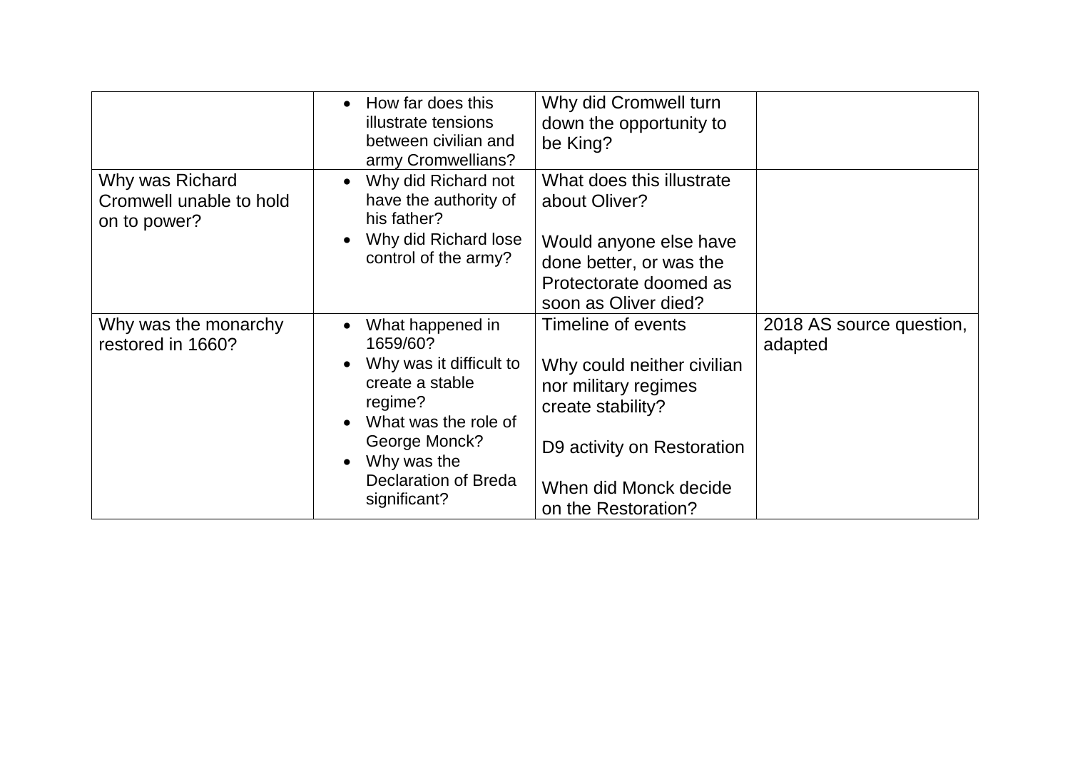| | | | |
|---|---|---|---|
| | • How far does this illustrate tensions between civilian and army Cromwellians? | Why did Cromwell turn down the opportunity to be King? | |
| Why was Richard Cromwell unable to hold on to power? | • Why did Richard not have the authority of his father?<br>• Why did Richard lose control of the army? | What does this illustrate about Oliver?<br><br>Would anyone else have done better, or was the Protectorate doomed as soon as Oliver died? | |
| Why was the monarchy restored in 1660? | • What happened in 1659/60?<br>• Why was it difficult to create a stable regime?<br>• What was the role of George Monck?<br>• Why was the Declaration of Breda significant? | Timeline of events<br><br>Why could neither civilian nor military regimes create stability?<br><br>D9 activity on Restoration<br><br>When did Monck decide on the Restoration? | 2018 AS source question, adapted |